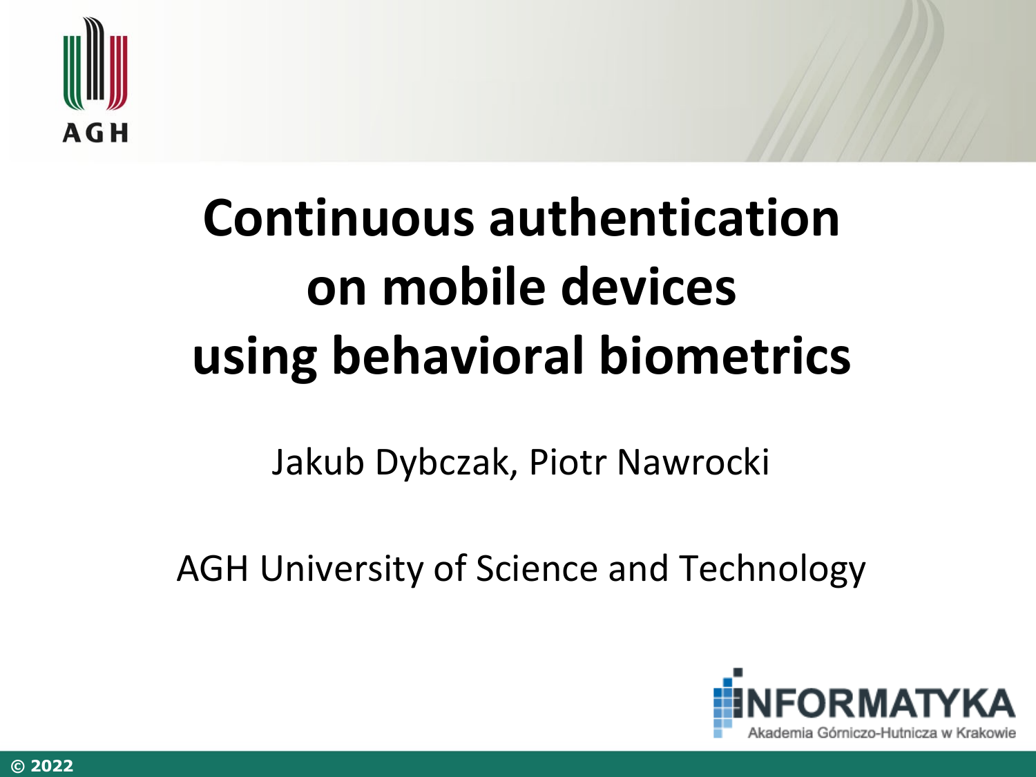# Continuous authentication on mobile devices using behavioral biometrics

Jakub Dybczak, Piotr Nawrocki

AGH University of Science and Technology

AGH

INFORMATYKA
Akademia Górniczo-Hutnicza w Krakowie

© 2022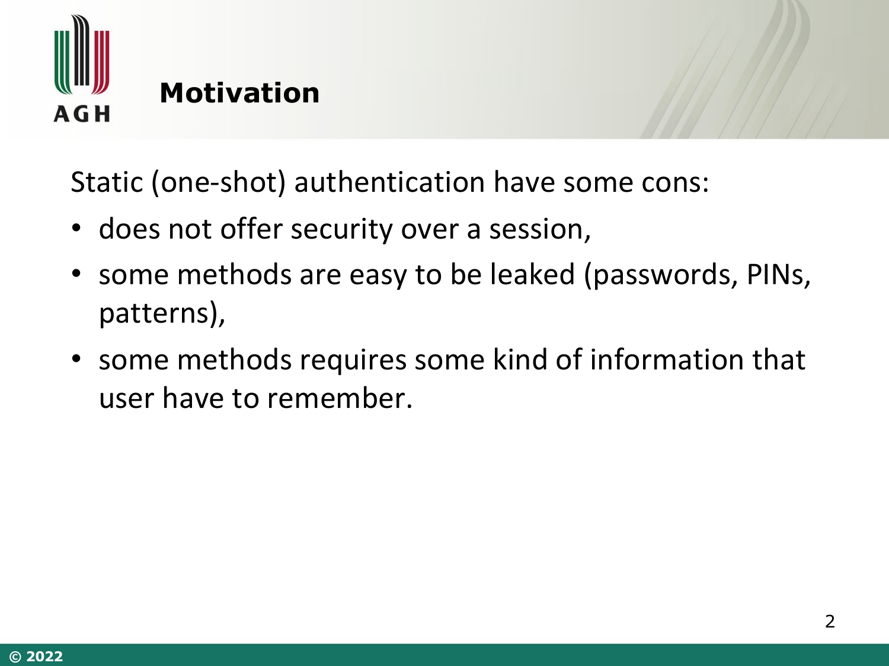## Motivation

Static (one-shot) authentication have some cons:

- does not offer security over a session,
- some methods are easy to be leaked (passwords, PINs, patterns),
- some methods requires some kind of information that user have to remember.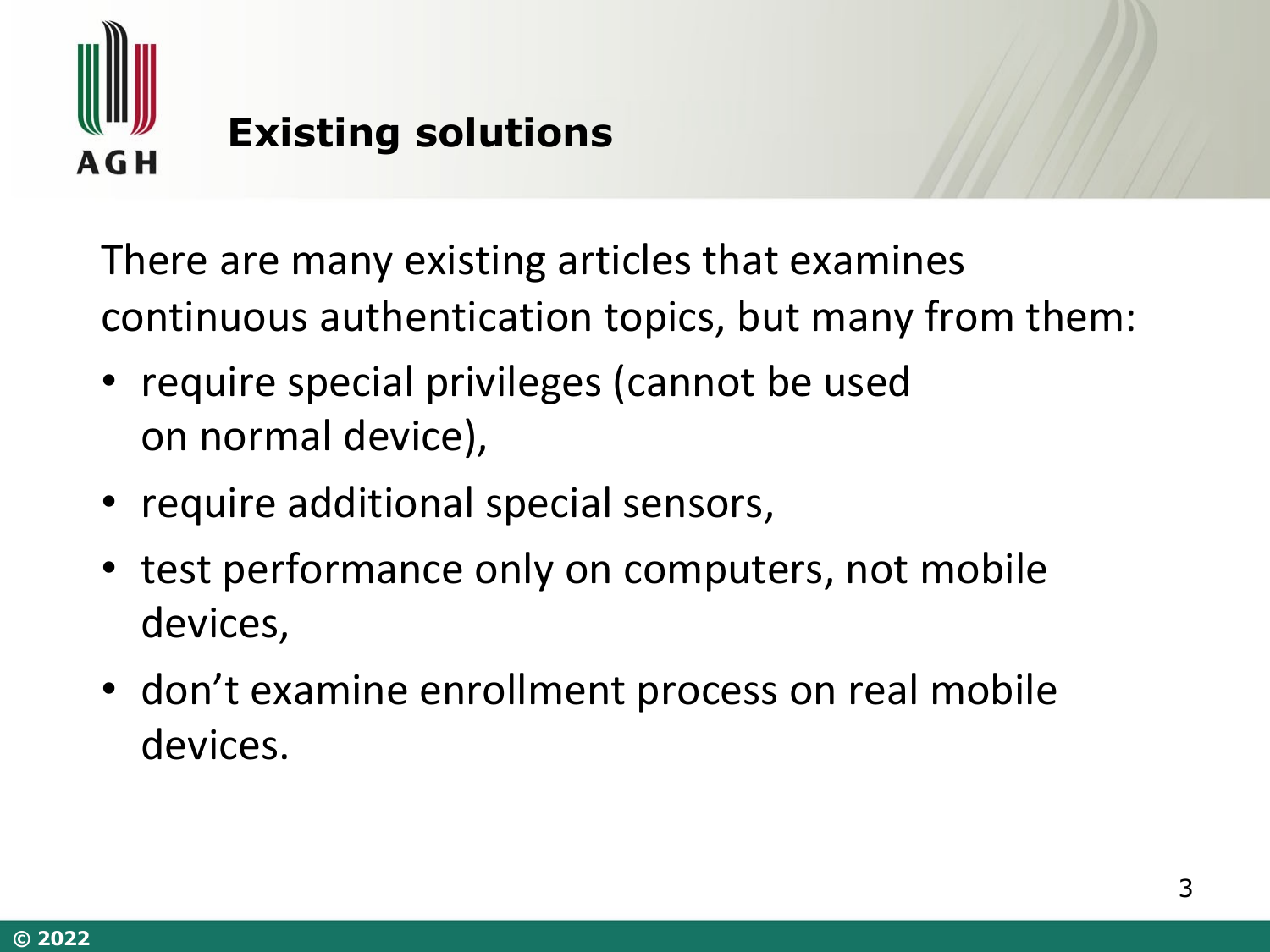## Existing solutions

There are many existing articles that examines continuous authentication topics, but many from them:

- require special privileges (cannot be used on normal device),
- require additional special sensors,
- test performance only on computers, not mobile devices,
- don’t examine enrollment process on real mobile devices.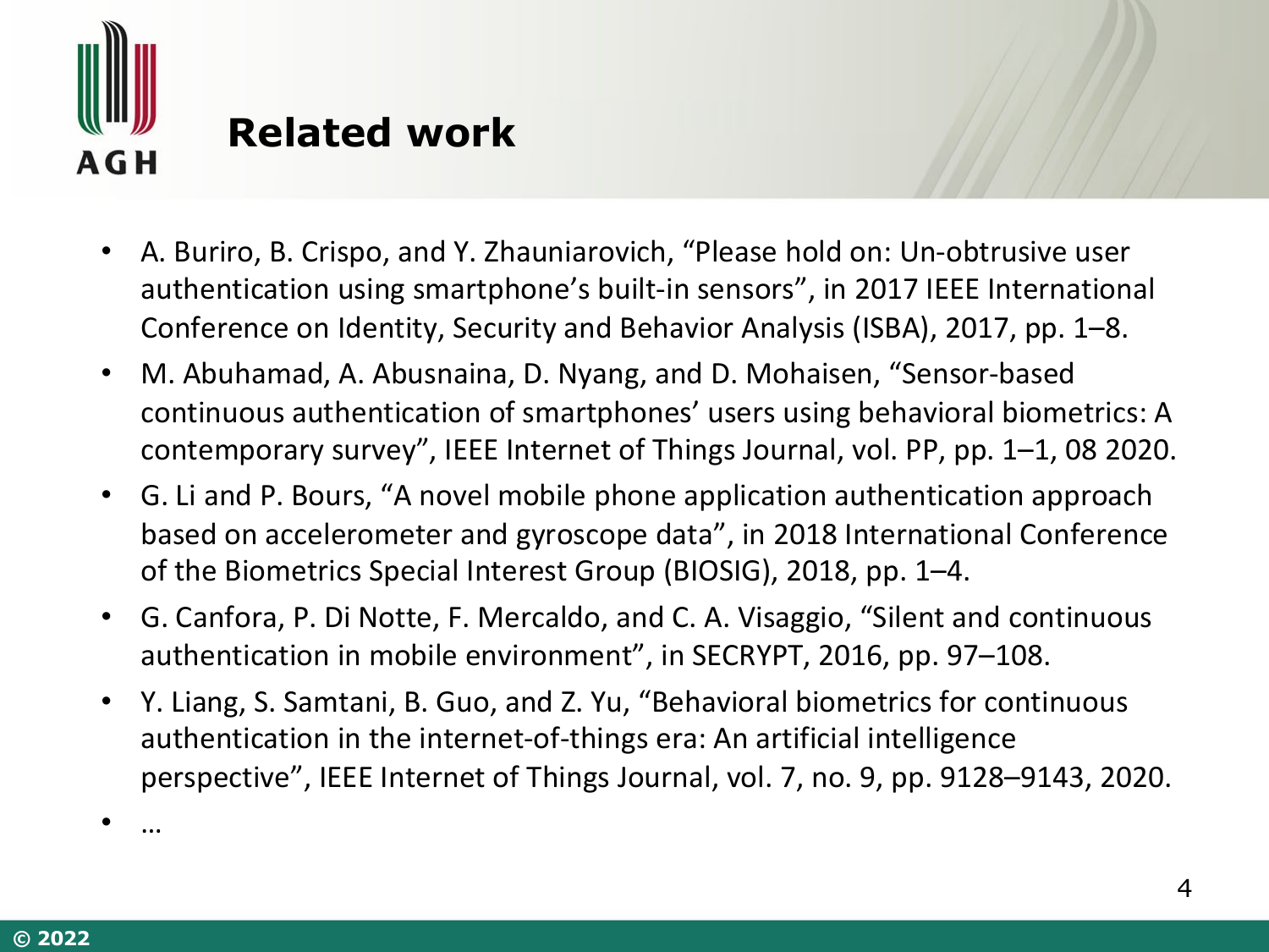# Related work

- A. Buriro, B. Crispo, and Y. Zhauniarovich, “Please hold on: Un-obtrusive user authentication using smartphone’s built-in sensors”, in 2017 IEEE International Conference on Identity, Security and Behavior Analysis (ISBA), 2017, pp. 1–8.
- M. Abuhamad, A. Abusnaina, D. Nyang, and D. Mohaisen, “Sensor-based continuous authentication of smartphones’ users using behavioral biometrics: A contemporary survey”, IEEE Internet of Things Journal, vol. PP, pp. 1–1, 08 2020.
- G. Li and P. Bours, “A novel mobile phone application authentication approach based on accelerometer and gyroscope data”, in 2018 International Conference of the Biometrics Special Interest Group (BIOSIG), 2018, pp. 1–4.
- G. Canfora, P. Di Notte, F. Mercaldo, and C. A. Visaggio, “Silent and continuous authentication in mobile environment”, in SECRYPT, 2016, pp. 97–108.
- Y. Liang, S. Samtani, B. Guo, and Z. Yu, “Behavioral biometrics for continuous authentication in the internet-of-things era: An artificial intelligence perspective”, IEEE Internet of Things Journal, vol. 7, no. 9, pp. 9128–9143, 2020.
- …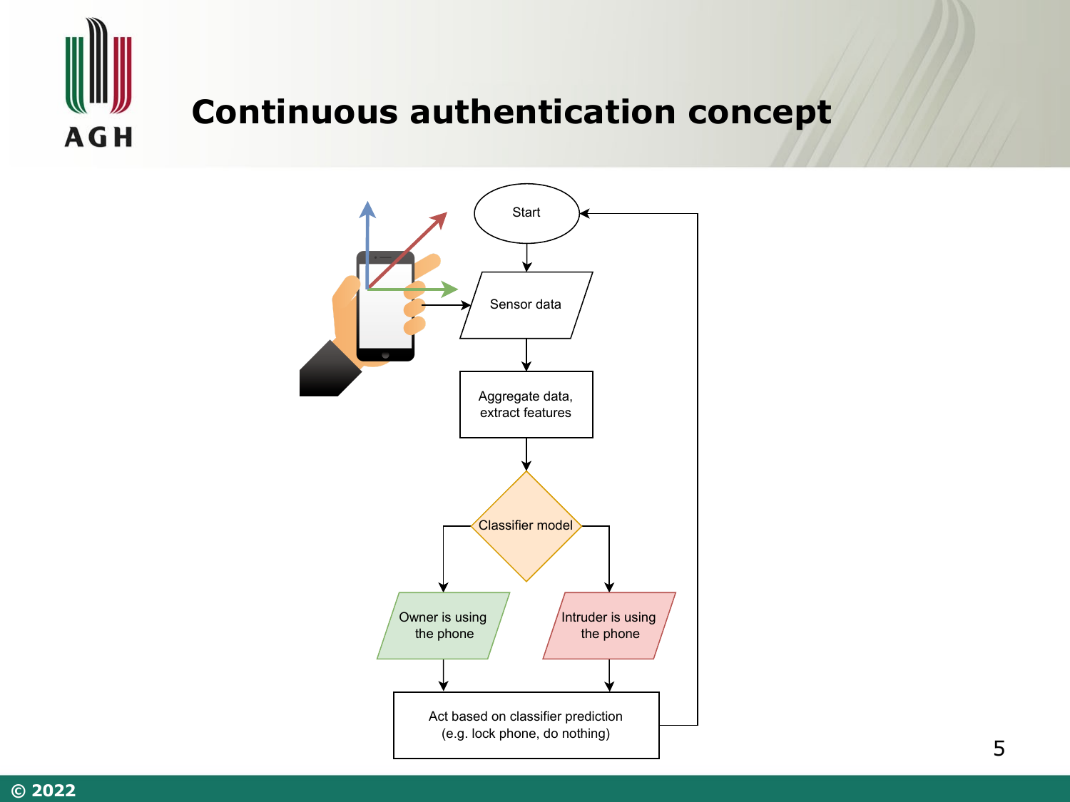# Continuous authentication concept

Start

Sensor data

Aggregate data, extract features

Classifier model

Owner is using the phone

Intruder is using the phone

Act based on classifier prediction (e.g. lock phone, do nothing)

© 2022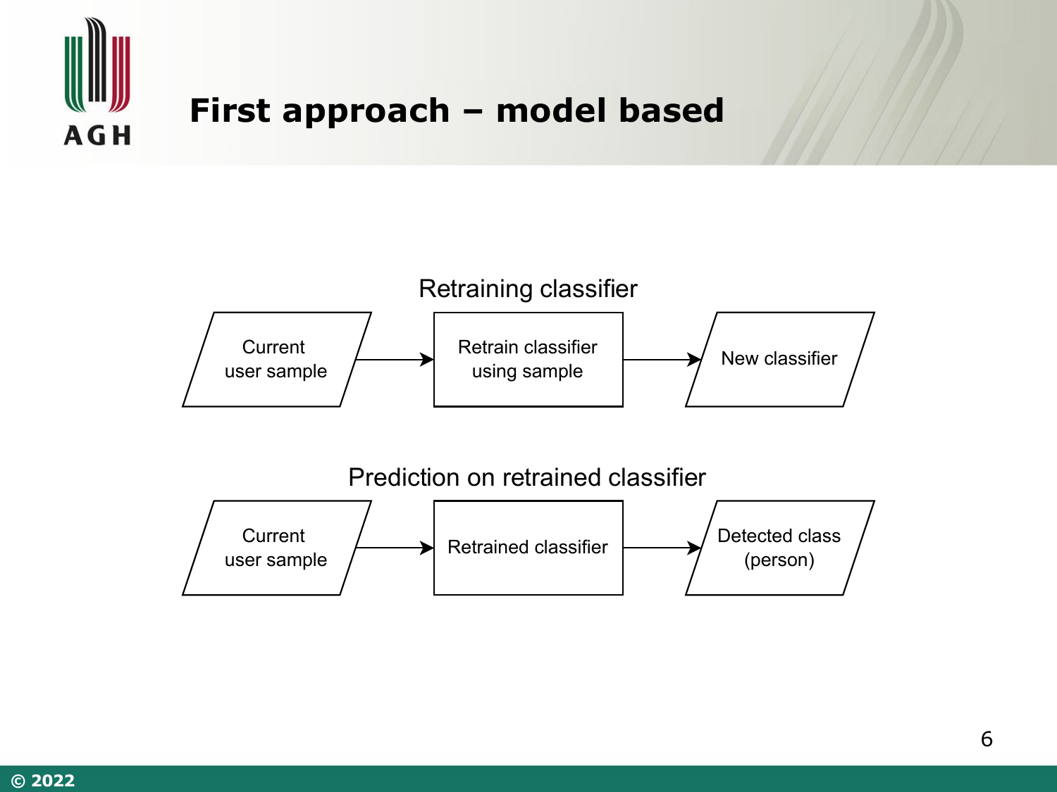# First approach – model based

Retraining classifier

Current user sample → Retrain classifier using sample → New classifier

Prediction on retrained classifier

Current user sample → Retrained classifier → Detected class (person)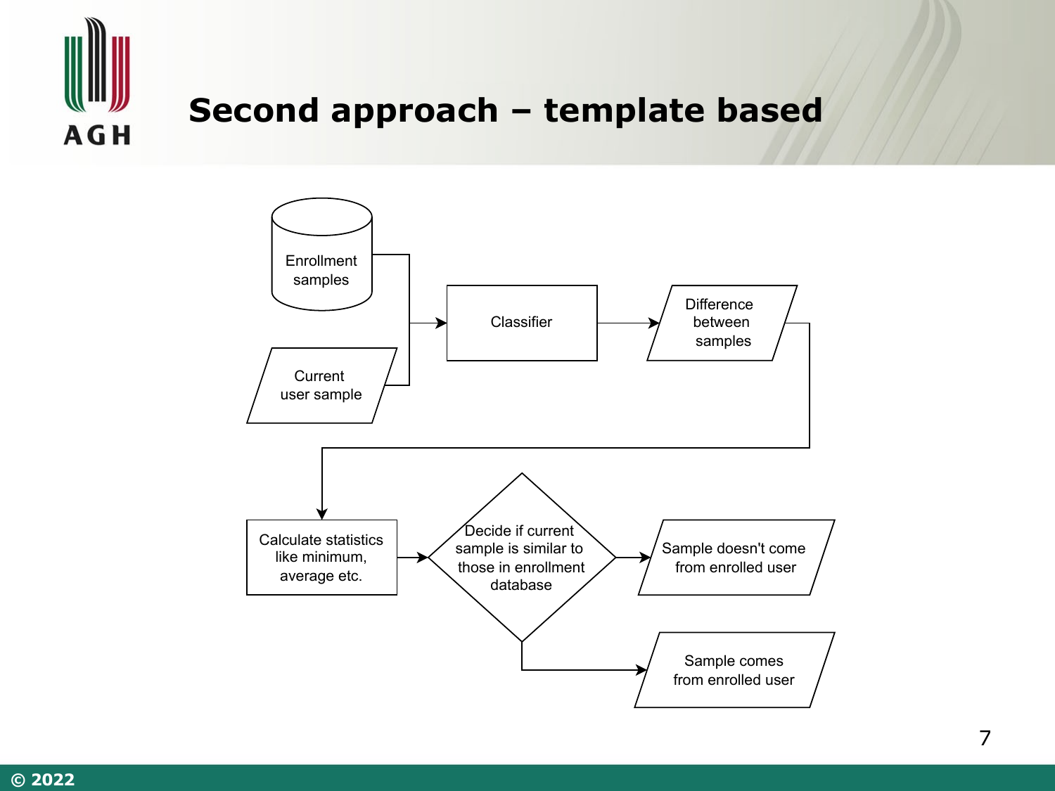# Second approach – template based

Enrollment samples

Current user sample

Classifier

Difference between samples

Calculate statistics like minimum, average etc.

Decide if current sample is similar to those in enrollment database

Sample doesn't come from enrolled user

Sample comes from enrolled user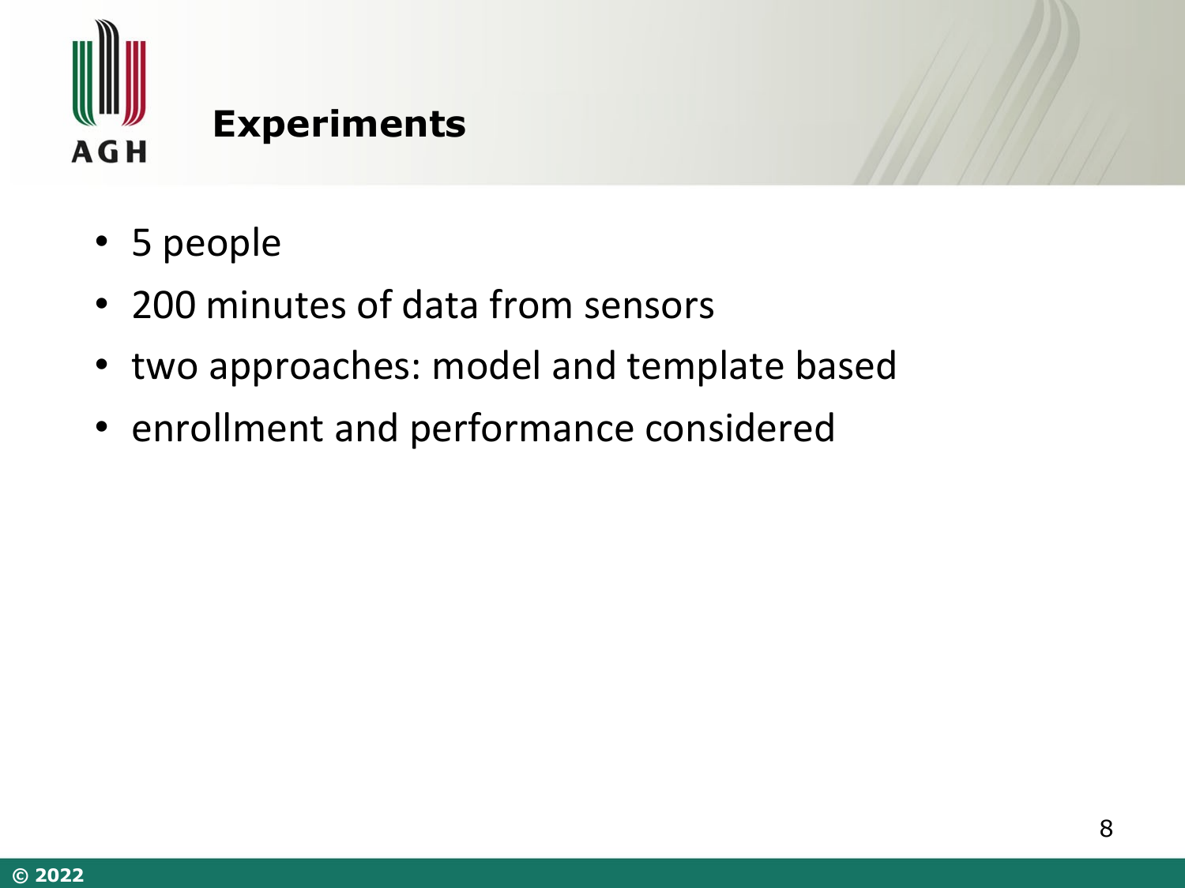## Experiments

- 5 people
- 200 minutes of data from sensors
- two approaches: model and template based
- enrollment and performance considered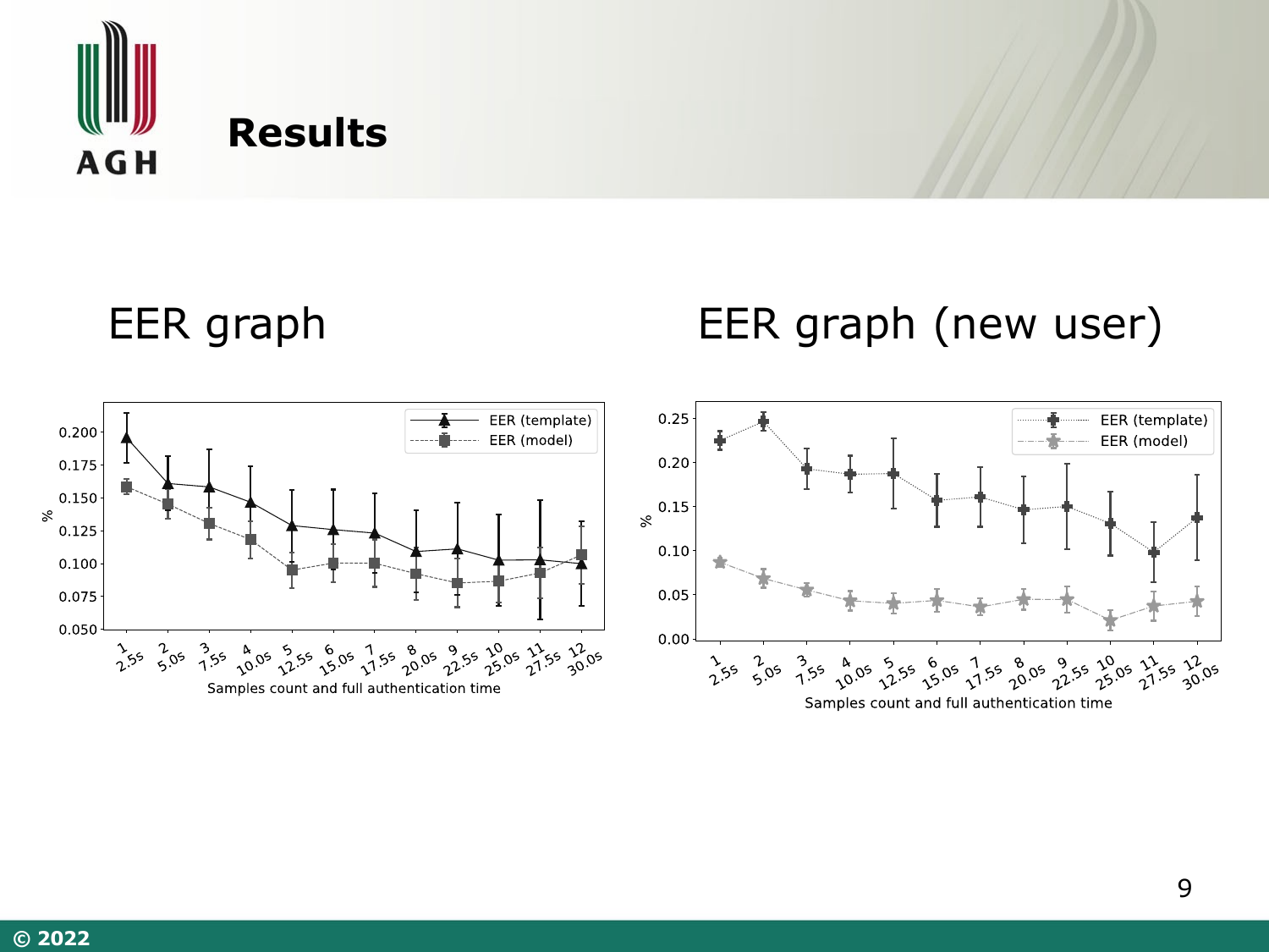# Results

## EER graph

## EER graph (new user)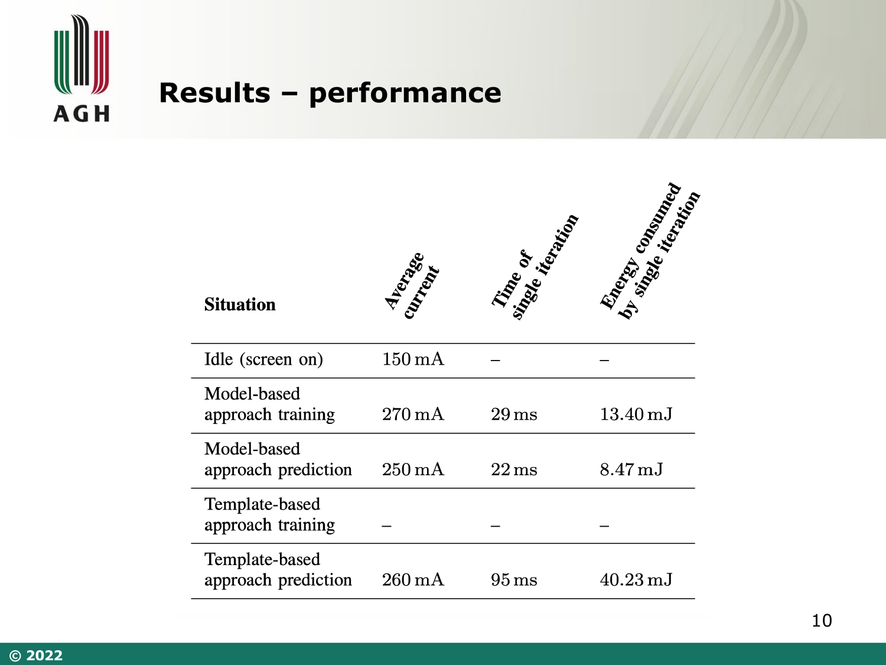# Results – performance

| Situation | Average current | Time of single iteration | Energy consumed by single iteration |
|---|---|---|---|
| Idle (screen on) | 150 mA | – | – |
| Model-based approach training | 270 mA | 29 ms | 13.40 mJ |
| Model-based approach prediction | 250 mA | 22 ms | 8.47 mJ |
| Template-based approach training | – | – | – |
| Template-based approach prediction | 260 mA | 95 ms | 40.23 mJ |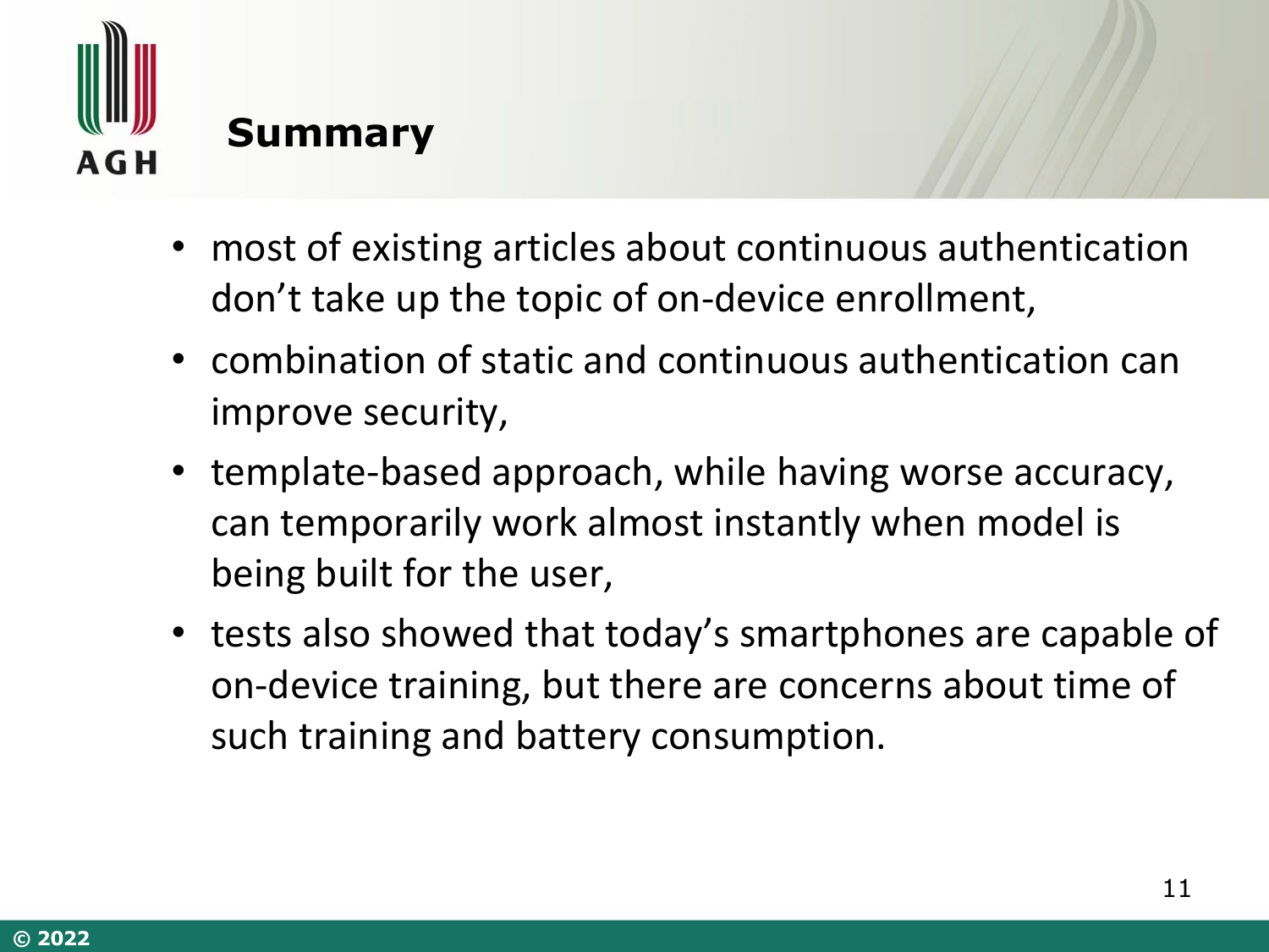# Summary

- most of existing articles about continuous authentication don't take up the topic of on-device enrollment,
- combination of static and continuous authentication can improve security,
- template-based approach, while having worse accuracy, can temporarily work almost instantly when model is being built for the user,
- tests also showed that today's smartphones are capable of on-device training, but there are concerns about time of such training and battery consumption.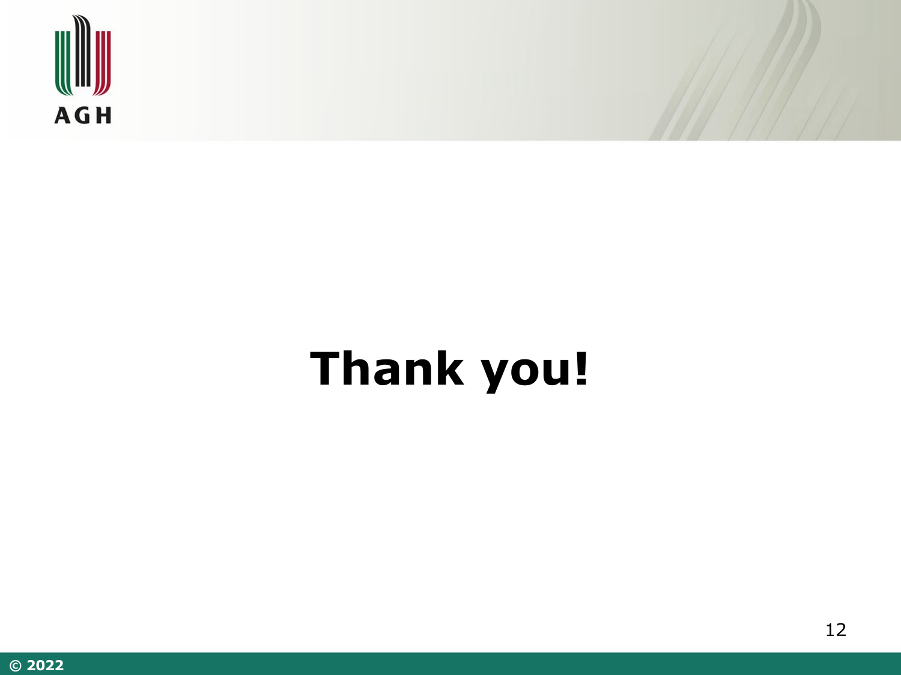# Thank you!